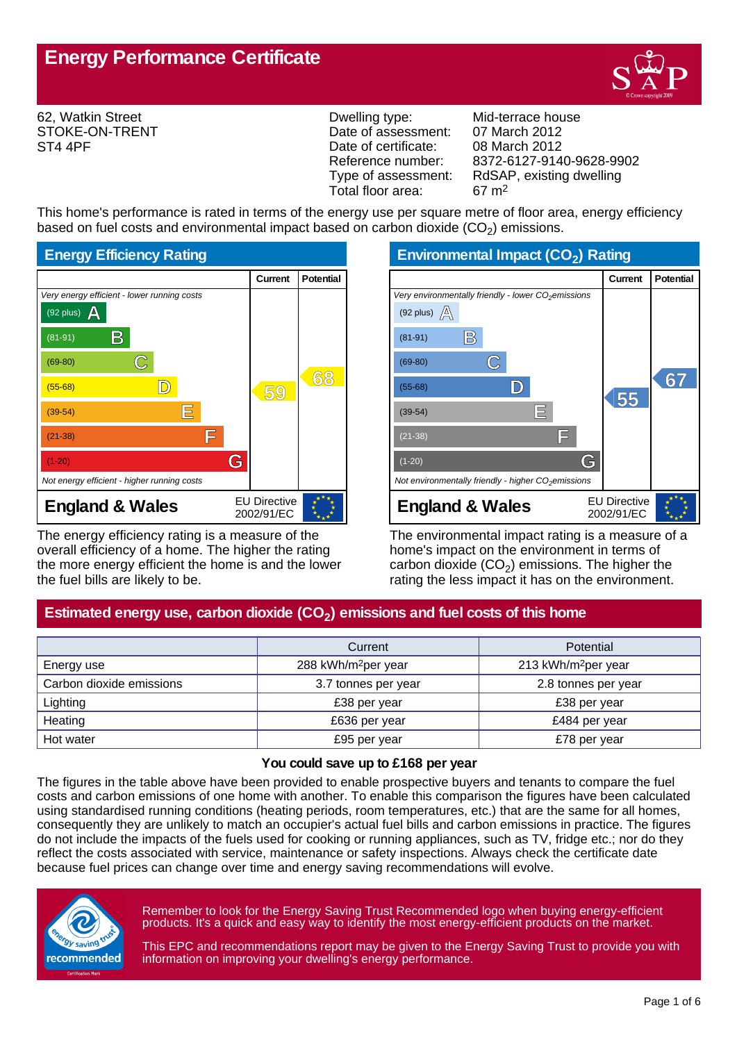# Energy Performance Certificate

62, Watkin Street
STOKE-ON-TRENT
ST4 4PF

| | |
|---|---|
| Dwelling type: | Mid-terrace house |
| Date of assessment: | 07 March 2012 |
| Date of certificate: | 08 March 2012 |
| Reference number: | 8372-6127-9140-9628-9902 |
| Type of assessment: | RdSAP, existing dwelling |
| Total floor area: | 67 m$^2$ |

This home's performance is rated in terms of the energy use per square metre of floor area, energy efficiency based on fuel costs and environmental impact based on carbon dioxide ($CO_2$) emissions.

## Energy Efficiency Rating

| Rating | Current | Potential |
|---|---|---|
| *Very energy efficient - lower running costs* | | |
| (92 plus) A | | |
| (81-91) B | | |
| (69-80) C | | |
| (55-68) D | 59 | 68 |
| (39-54) E | | |
| (21-38) F | | |
| (1-20) G | | |
| *Not energy efficient - higher running costs* | | |

**England & Wales** — EU Directive 2002/91/EC

The energy efficiency rating is a measure of the overall efficiency of a home. The higher the rating the more energy efficient the home is and the lower the fuel bills are likely to be.

## Environmental Impact ($CO_2$) Rating

| Rating | Current | Potential |
|---|---|---|
| *Very environmentally friendly - lower $CO_2$ emissions* | | |
| (92 plus) A | | |
| (81-91) B | | |
| (69-80) C | | |
| (55-68) D | 55 | 67 |
| (39-54) E | | |
| (21-38) F | | |
| (1-20) G | | |
| *Not environmentally friendly - higher $CO_2$ emissions* | | |

**England & Wales** — EU Directive 2002/91/EC

The environmental impact rating is a measure of a home's impact on the environment in terms of carbon dioxide ($CO_2$) emissions. The higher the rating the less impact it has on the environment.

## Estimated energy use, carbon dioxide ($CO_2$) emissions and fuel costs of this home

| | Current | Potential |
|---|---|---|
| Energy use | 288 kWh/m$^2$ per year | 213 kWh/m$^2$ per year |
| Carbon dioxide emissions | 3.7 tonnes per year | 2.8 tonnes per year |
| Lighting | £38 per year | £38 per year |
| Heating | £636 per year | £484 per year |
| Hot water | £95 per year | £78 per year |

**You could save up to £168 per year**

The figures in the table above have been provided to enable prospective buyers and tenants to compare the fuel costs and carbon emissions of one home with another. To enable this comparison the figures have been calculated using standardised running conditions (heating periods, room temperatures, etc.) that are the same for all homes, consequently they are unlikely to match an occupier's actual fuel bills and carbon emissions in practice. The figures do not include the impacts of the fuels used for cooking or running appliances, such as TV, fridge etc.; nor do they reflect the costs associated with service, maintenance or safety inspections. Always check the certificate date because fuel prices can change over time and energy saving recommendations will evolve.

Remember to look for the Energy Saving Trust Recommended logo when buying energy-efficient products. It's a quick and easy way to identify the most energy-efficient products on the market.

This EPC and recommendations report may be given to the Energy Saving Trust to provide you with information on improving your dwelling's energy performance.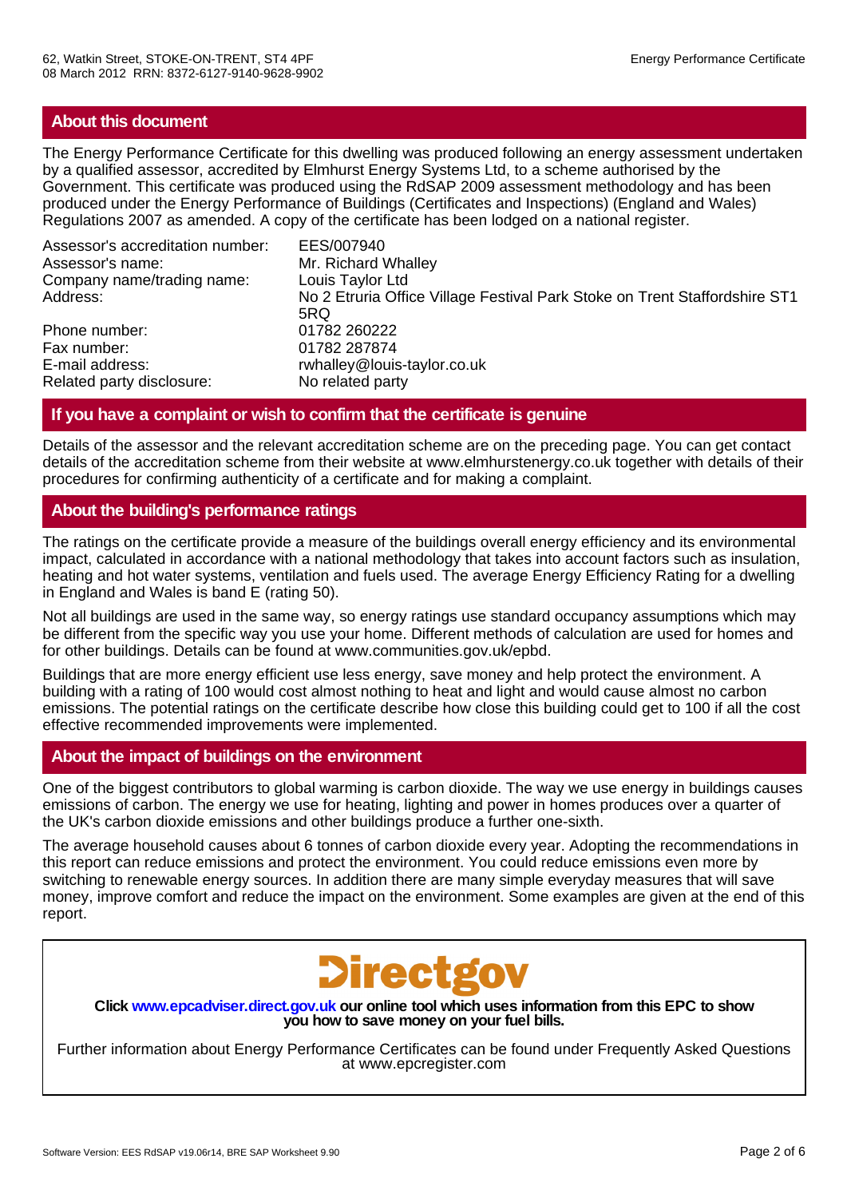## About this document

The Energy Performance Certificate for this dwelling was produced following an energy assessment undertaken by a qualified assessor, accredited by Elmhurst Energy Systems Ltd, to a scheme authorised by the Government. This certificate was produced using the RdSAP 2009 assessment methodology and has been produced under the Energy Performance of Buildings (Certificates and Inspections) (England and Wales) Regulations 2007 as amended. A copy of the certificate has been lodged on a national register.

| | |
|---|---|
| Assessor's accreditation number: | EES/007940 |
| Assessor's name: | Mr. Richard Whalley |
| Company name/trading name: | Louis Taylor Ltd |
| Address: | No 2 Etruria Office Village Festival Park Stoke on Trent Staffordshire ST1 5RQ |
| Phone number: | 01782 260222 |
| Fax number: | 01782 287874 |
| E-mail address: | rwhalley@louis-taylor.co.uk |
| Related party disclosure: | No related party |

## If you have a complaint or wish to confirm that the certificate is genuine

Details of the assessor and the relevant accreditation scheme are on the preceding page. You can get contact details of the accreditation scheme from their website at www.elmhurstenergy.co.uk together with details of their procedures for confirming authenticity of a certificate and for making a complaint.

## About the building's performance ratings

The ratings on the certificate provide a measure of the buildings overall energy efficiency and its environmental impact, calculated in accordance with a national methodology that takes into account factors such as insulation, heating and hot water systems, ventilation and fuels used. The average Energy Efficiency Rating for a dwelling in England and Wales is band E (rating 50).

Not all buildings are used in the same way, so energy ratings use standard occupancy assumptions which may be different from the specific way you use your home. Different methods of calculation are used for homes and for other buildings. Details can be found at www.communities.gov.uk/epbd.

Buildings that are more energy efficient use less energy, save money and help protect the environment. A building with a rating of 100 would cost almost nothing to heat and light and would cause almost no carbon emissions. The potential ratings on the certificate describe how close this building could get to 100 if all the cost effective recommended improvements were implemented.

## About the impact of buildings on the environment

One of the biggest contributors to global warming is carbon dioxide. The way we use energy in buildings causes emissions of carbon. The energy we use for heating, lighting and power in homes produces over a quarter of the UK's carbon dioxide emissions and other buildings produce a further one-sixth.

The average household causes about 6 tonnes of carbon dioxide every year. Adopting the recommendations in this report can reduce emissions and protect the environment. You could reduce emissions even more by switching to renewable energy sources. In addition there are many simple everyday measures that will save money, improve comfort and reduce the impact on the environment. Some examples are given at the end of this report.

Directgov

**Click www.epcadviser.direct.gov.uk our online tool which uses information from this EPC to show you how to save money on your fuel bills.**

Further information about Energy Performance Certificates can be found under Frequently Asked Questions at www.epcregister.com

Software Version: EES RdSAP v19.06r14, BRE SAP Worksheet 9.90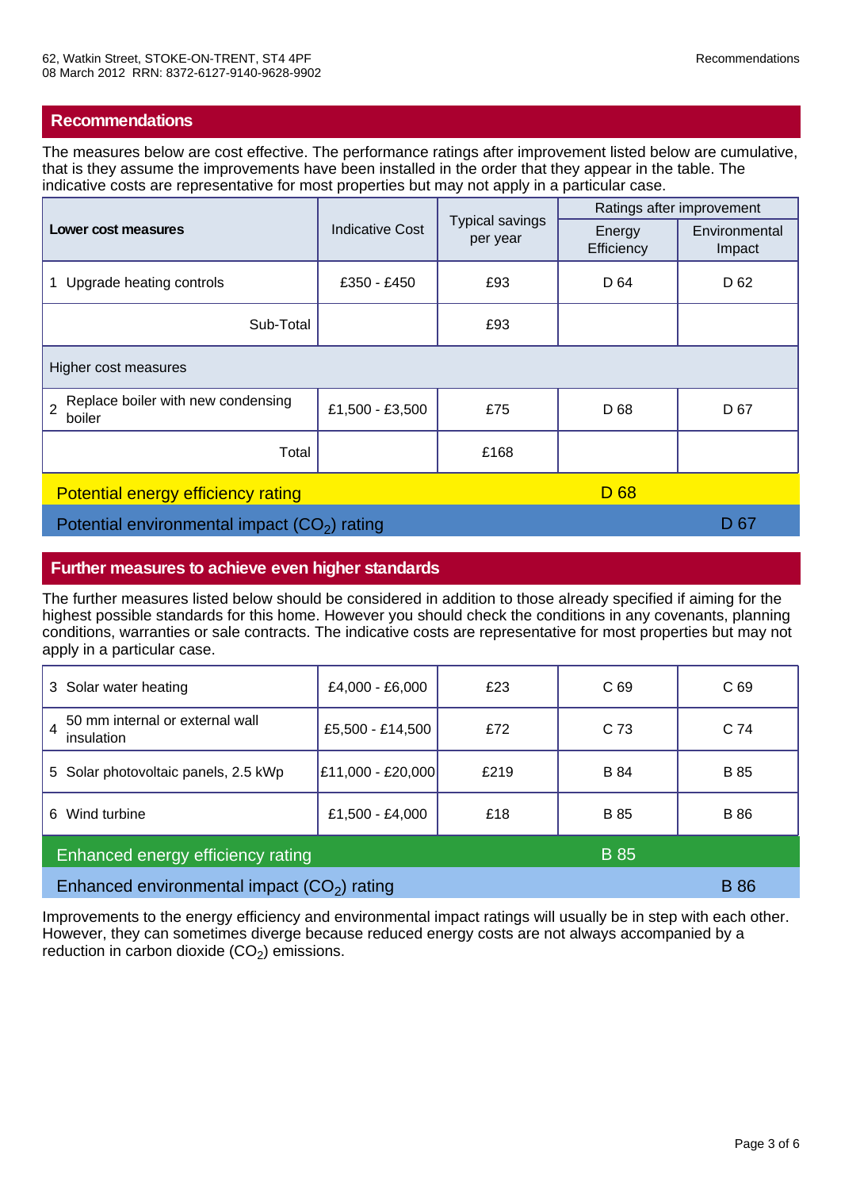## Recommendations

The measures below are cost effective. The performance ratings after improvement listed below are cumulative, that is they assume the improvements have been installed in the order that they appear in the table. The indicative costs are representative for most properties but may not apply in a particular case.

| **Lower cost measures** | Indicative Cost | Typical savings per year | Ratings after improvement | |
|---|---|---|---|---|
| | | | Energy Efficiency | Environmental Impact |
| 1 Upgrade heating controls | £350 - £450 | £93 | D 64 | D 62 |
| Sub-Total | | £93 | | |
| Higher cost measures | | | | |
| 2 Replace boiler with new condensing boiler | £1,500 - £3,500 | £75 | D 68 | D 67 |
| Total | | £168 | | |
| Potential energy efficiency rating | | | D 68 | |
| Potential environmental impact ($CO_2$) rating | | | | D 67 |

## Further measures to achieve even higher standards

The further measures listed below should be considered in addition to those already specified if aiming for the highest possible standards for this home. However you should check the conditions in any covenants, planning conditions, warranties or sale contracts. The indicative costs are representative for most properties but may not apply in a particular case.

| Measure | Indicative Cost | Typical savings per year | Energy Efficiency | Environmental Impact |
|---|---|---|---|---|
| 3 Solar water heating | £4,000 - £6,000 | £23 | C 69 | C 69 |
| 4 50 mm internal or external wall insulation | £5,500 - £14,500 | £72 | C 73 | C 74 |
| 5 Solar photovoltaic panels, 2.5 kWp | £11,000 - £20,000 | £219 | B 84 | B 85 |
| 6 Wind turbine | £1,500 - £4,000 | £18 | B 85 | B 86 |
| Enhanced energy efficiency rating | | | B 85 | |
| Enhanced environmental impact ($CO_2$) rating | | | | B 86 |

Improvements to the energy efficiency and environmental impact ratings will usually be in step with each other. However, they can sometimes diverge because reduced energy costs are not always accompanied by a reduction in carbon dioxide ($CO_2$) emissions.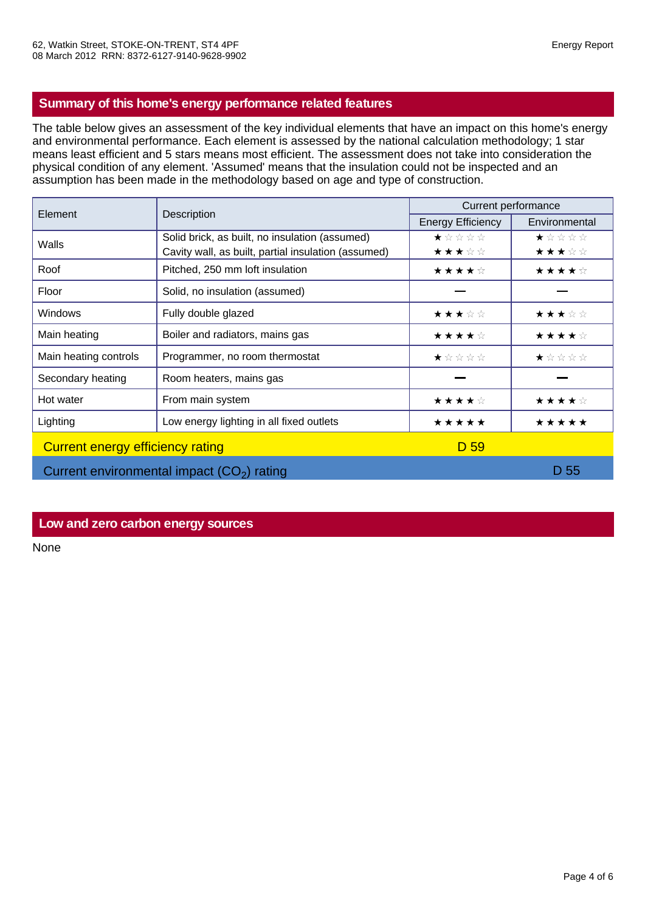## Summary of this home's energy performance related features

The table below gives an assessment of the key individual elements that have an impact on this home's energy and environmental performance. Each element is assessed by the national calculation methodology; 1 star means least efficient and 5 stars means most efficient. The assessment does not take into consideration the physical condition of any element. 'Assumed' means that the insulation could not be inspected and an assumption has been made in the methodology based on age and type of construction.

| Element | Description | Current performance | |
|---|---|---|---|
| | | Energy Efficiency | Environmental |
| Walls | Solid brick, as built, no insulation (assumed) | ★☆☆☆☆ | ★☆☆☆☆ |
| | Cavity wall, as built, partial insulation (assumed) | ★★★☆☆ | ★★★☆☆ |
| Roof | Pitched, 250 mm loft insulation | ★★★★☆ | ★★★★☆ |
| Floor | Solid, no insulation (assumed) | — | — |
| Windows | Fully double glazed | ★★★☆☆ | ★★★☆☆ |
| Main heating | Boiler and radiators, mains gas | ★★★★☆ | ★★★★☆ |
| Main heating controls | Programmer, no room thermostat | ★☆☆☆☆ | ★☆☆☆☆ |
| Secondary heating | Room heaters, mains gas | — | — |
| Hot water | From main system | ★★★★☆ | ★★★★☆ |
| Lighting | Low energy lighting in all fixed outlets | ★★★★★ | ★★★★★ |
| Current energy efficiency rating | | D 59 | |
| Current environmental impact ($CO_2$) rating | | | D 55 |

## Low and zero carbon energy sources

None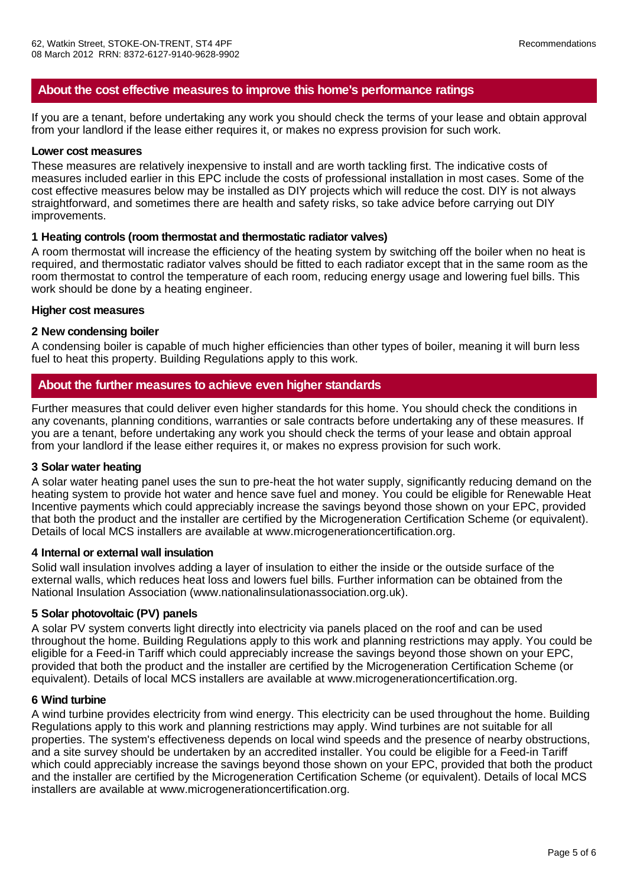## About the cost effective measures to improve this home's performance ratings

If you are a tenant, before undertaking any work you should check the terms of your lease and obtain approval from your landlord if the lease either requires it, or makes no express provision for such work.

**Lower cost measures**

These measures are relatively inexpensive to install and are worth tackling first. The indicative costs of measures included earlier in this EPC include the costs of professional installation in most cases. Some of the cost effective measures below may be installed as DIY projects which will reduce the cost. DIY is not always straightforward, and sometimes there are health and safety risks, so take advice before carrying out DIY improvements.

**1 Heating controls (room thermostat and thermostatic radiator valves)**

A room thermostat will increase the efficiency of the heating system by switching off the boiler when no heat is required, and thermostatic radiator valves should be fitted to each radiator except that in the same room as the room thermostat to control the temperature of each room, reducing energy usage and lowering fuel bills. This work should be done by a heating engineer.

**Higher cost measures**

**2 New condensing boiler**

A condensing boiler is capable of much higher efficiencies than other types of boiler, meaning it will burn less fuel to heat this property. Building Regulations apply to this work.

## About the further measures to achieve even higher standards

Further measures that could deliver even higher standards for this home. You should check the conditions in any covenants, planning conditions, warranties or sale contracts before undertaking any of these measures. If you are a tenant, before undertaking any work you should check the terms of your lease and obtain approval from your landlord if the lease either requires it, or makes no express provision for such work.

**3 Solar water heating**

A solar water heating panel uses the sun to pre-heat the hot water supply, significantly reducing demand on the heating system to provide hot water and hence save fuel and money. You could be eligible for Renewable Heat Incentive payments which could appreciably increase the savings beyond those shown on your EPC, provided that both the product and the installer are certified by the Microgeneration Certification Scheme (or equivalent). Details of local MCS installers are available at www.microgenerationcertification.org.

**4 Internal or external wall insulation**

Solid wall insulation involves adding a layer of insulation to either the inside or the outside surface of the external walls, which reduces heat loss and lowers fuel bills. Further information can be obtained from the National Insulation Association (www.nationalinsulationassociation.org.uk).

**5 Solar photovoltaic (PV) panels**

A solar PV system converts light directly into electricity via panels placed on the roof and can be used throughout the home. Building Regulations apply to this work and planning restrictions may apply. You could be eligible for a Feed-in Tariff which could appreciably increase the savings beyond those shown on your EPC, provided that both the product and the installer are certified by the Microgeneration Certification Scheme (or equivalent). Details of local MCS installers are available at www.microgenerationcertification.org.

**6 Wind turbine**

A wind turbine provides electricity from wind energy. This electricity can be used throughout the home. Building Regulations apply to this work and planning restrictions may apply. Wind turbines are not suitable for all properties. The system's effectiveness depends on local wind speeds and the presence of nearby obstructions, and a site survey should be undertaken by an accredited installer. You could be eligible for a Feed-in Tariff which could appreciably increase the savings beyond those shown on your EPC, provided that both the product and the installer are certified by the Microgeneration Certification Scheme (or equivalent). Details of local MCS installers are available at www.microgenerationcertification.org.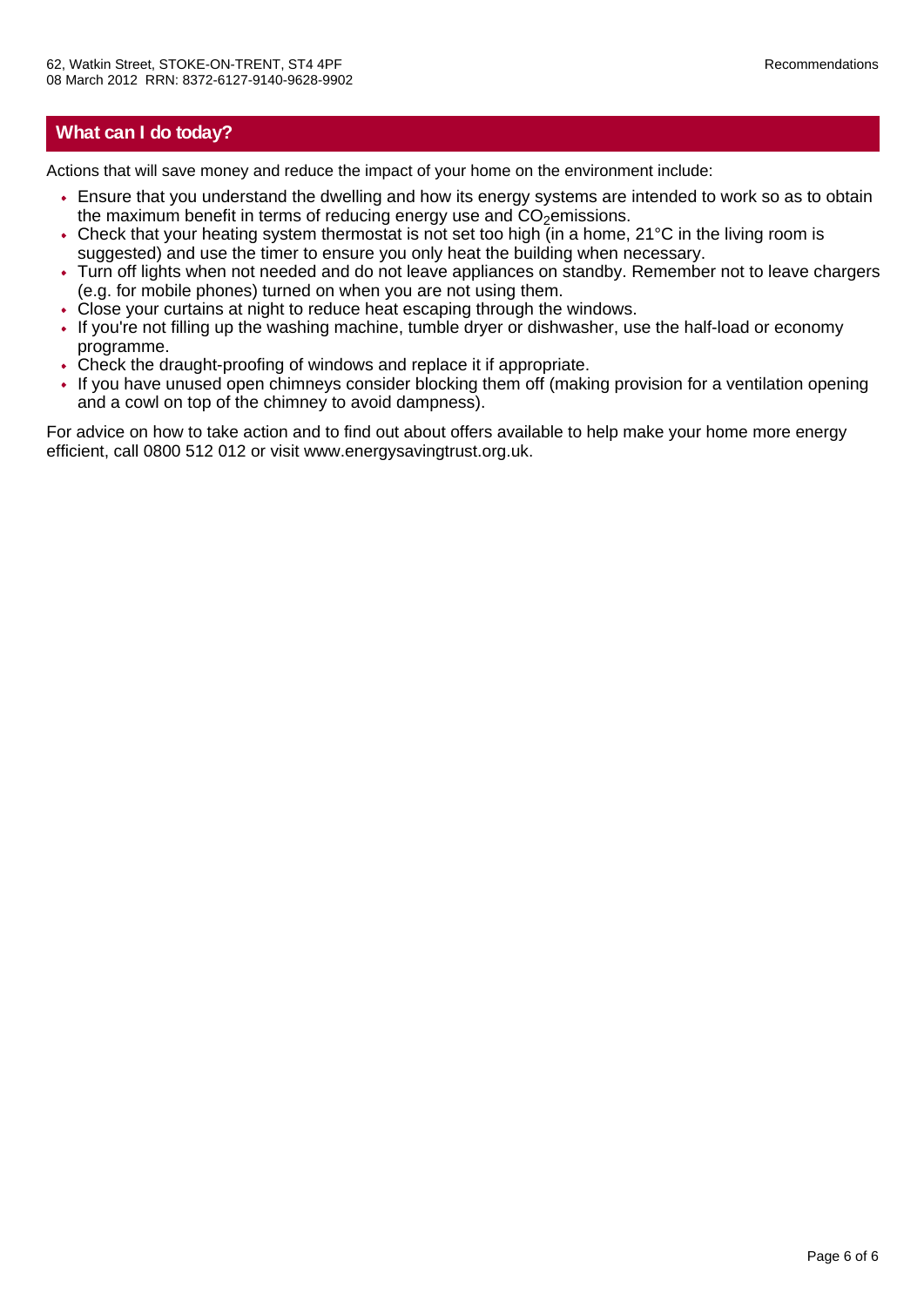## What can I do today?

Actions that will save money and reduce the impact of your home on the environment include:

- Ensure that you understand the dwelling and how its energy systems are intended to work so as to obtain the maximum benefit in terms of reducing energy use and $CO_2$emissions.
- Check that your heating system thermostat is not set too high (in a home, 21°C in the living room is suggested) and use the timer to ensure you only heat the building when necessary.
- Turn off lights when not needed and do not leave appliances on standby. Remember not to leave chargers (e.g. for mobile phones) turned on when you are not using them.
- Close your curtains at night to reduce heat escaping through the windows.
- If you're not filling up the washing machine, tumble dryer or dishwasher, use the half-load or economy programme.
- Check the draught-proofing of windows and replace it if appropriate.
- If you have unused open chimneys consider blocking them off (making provision for a ventilation opening and a cowl on top of the chimney to avoid dampness).

For advice on how to take action and to find out about offers available to help make your home more energy efficient, call 0800 512 012 or visit www.energysavingtrust.org.uk.